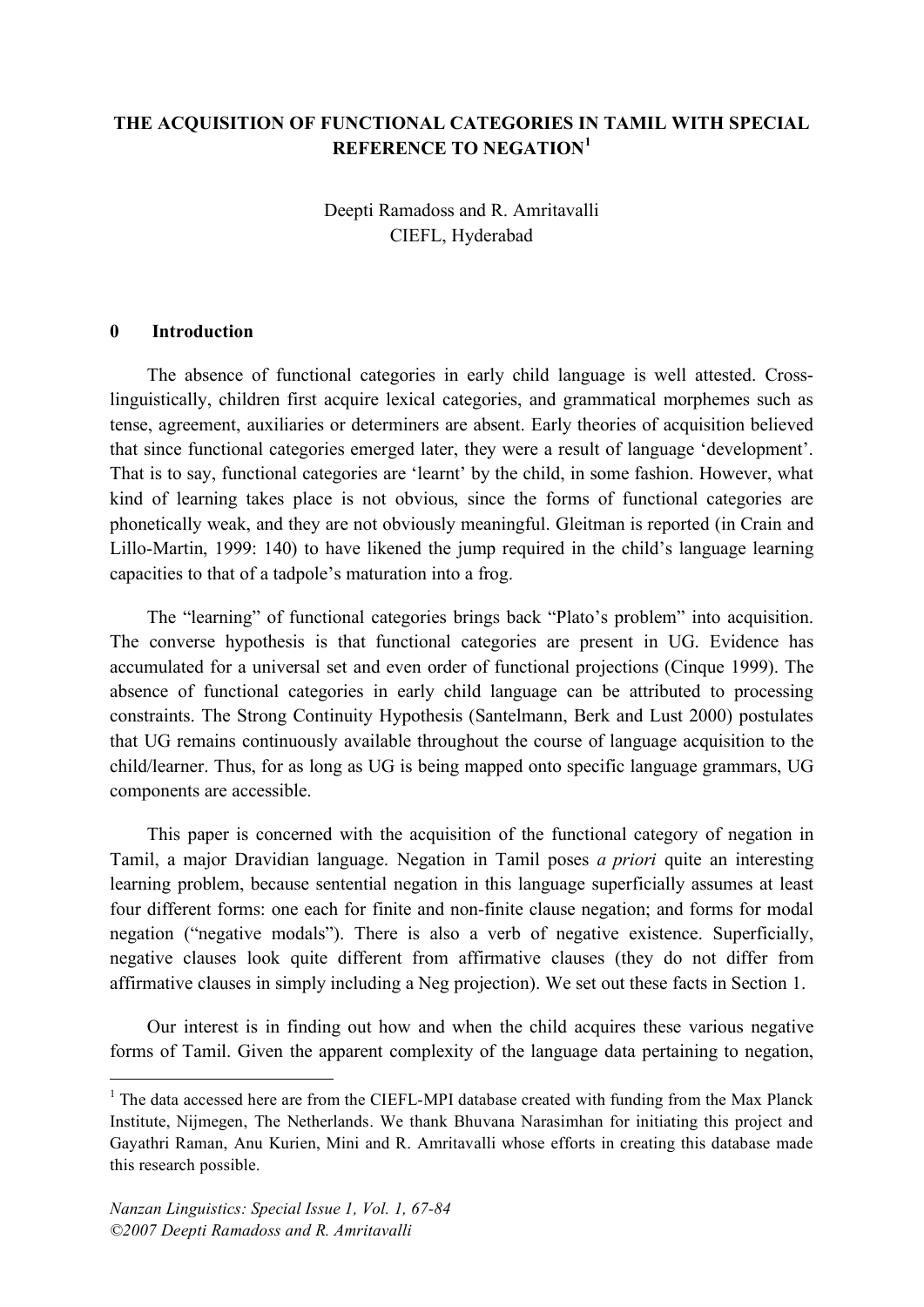# THE ACQUISITION OF FUNCTIONAL CATEGORIES IN TAMIL WITH SPECIAL REFERENCE TO NEGATION[1]

Deepti Ramadoss and R. Amritavalli
CIEFL, Hyderabad

## 0 Introduction

The absence of functional categories in early child language is well attested. Cross-linguistically, children first acquire lexical categories, and grammatical morphemes such as tense, agreement, auxiliaries or determiners are absent. Early theories of acquisition believed that since functional categories emerged later, they were a result of language 'development'. That is to say, functional categories are 'learnt' by the child, in some fashion. However, what kind of learning takes place is not obvious, since the forms of functional categories are phonetically weak, and they are not obviously meaningful. Gleitman is reported (in Crain and Lillo-Martin, 1999: 140) to have likened the jump required in the child's language learning capacities to that of a tadpole's maturation into a frog.

The "learning" of functional categories brings back "Plato's problem" into acquisition. The converse hypothesis is that functional categories are present in UG. Evidence has accumulated for a universal set and even order of functional projections (Cinque 1999). The absence of functional categories in early child language can be attributed to processing constraints. The Strong Continuity Hypothesis (Santelmann, Berk and Lust 2000) postulates that UG remains continuously available throughout the course of language acquisition to the child/learner. Thus, for as long as UG is being mapped onto specific language grammars, UG components are accessible.

This paper is concerned with the acquisition of the functional category of negation in Tamil, a major Dravidian language. Negation in Tamil poses *a priori* quite an interesting learning problem, because sentential negation in this language superficially assumes at least four different forms: one each for finite and non-finite clause negation; and forms for modal negation ("negative modals"). There is also a verb of negative existence. Superficially, negative clauses look quite different from affirmative clauses (they do not differ from affirmative clauses in simply including a Neg projection). We set out these facts in Section 1.

Our interest is in finding out how and when the child acquires these various negative forms of Tamil. Given the apparent complexity of the language data pertaining to negation,

---

[1] The data accessed here are from the CIEFL-MPI database created with funding from the Max Planck Institute, Nijmegen, The Netherlands. We thank Bhuvana Narasimhan for initiating this project and Gayathri Raman, Anu Kurien, Mini and R. Amritavalli whose efforts in creating this database made this research possible.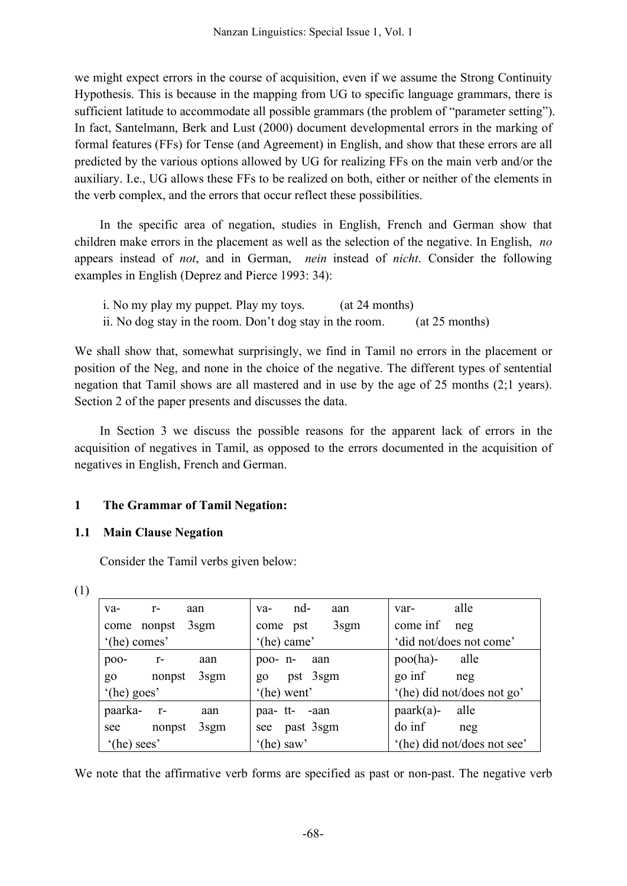we might expect errors in the course of acquisition, even if we assume the Strong Continuity Hypothesis. This is because in the mapping from UG to specific language grammars, there is sufficient latitude to accommodate all possible grammars (the problem of "parameter setting"). In fact, Santelmann, Berk and Lust (2000) document developmental errors in the marking of formal features (FFs) for Tense (and Agreement) in English, and show that these errors are all predicted by the various options allowed by UG for realizing FFs on the main verb and/or the auxiliary. I.e., UG allows these FFs to be realized on both, either or neither of the elements in the verb complex, and the errors that occur reflect these possibilities.

In the specific area of negation, studies in English, French and German show that children make errors in the placement as well as the selection of the negative. In English, *no* appears instead of *not*, and in German, *nein* instead of *nicht*. Consider the following examples in English (Deprez and Pierce 1993: 34):

i. No my play my puppet. Play my toys. (at 24 months)
ii. No dog stay in the room. Don't dog stay in the room. (at 25 months)

We shall show that, somewhat surprisingly, we find in Tamil no errors in the placement or position of the Neg, and none in the choice of the negative. The different types of sentential negation that Tamil shows are all mastered and in use by the age of 25 months (2;1 years). Section 2 of the paper presents and discusses the data.

In Section 3 we discuss the possible reasons for the apparent lack of errors in the acquisition of negatives in Tamil, as opposed to the errors documented in the acquisition of negatives in English, French and German.

## 1 The Grammar of Tamil Negation:

### 1.1 Main Clause Negation

Consider the Tamil verbs given below:

(1)

| | | |
|---|---|---|
| va- r- aan<br>come nonpst 3sgm<br>'(he) comes' | va- nd- aan<br>come pst 3sgm<br>'(he) came' | var- alle<br>come inf neg<br>'did not/does not come' |
| poo- r- aan<br>go nonpst 3sgm<br>'(he) goes' | poo- n- aan<br>go pst 3sgm<br>'(he) went' | poo(ha)- alle<br>go inf neg<br>'(he) did not/does not go' |
| paarka- r- aan<br>see nonpst 3sgm<br>'(he) sees' | paa- tt- -aan<br>see past 3sgm<br>'(he) saw' | paark(a)- alle<br>do inf neg<br>'(he) did not/does not see' |

We note that the affirmative verb forms are specified as past or non-past. The negative verb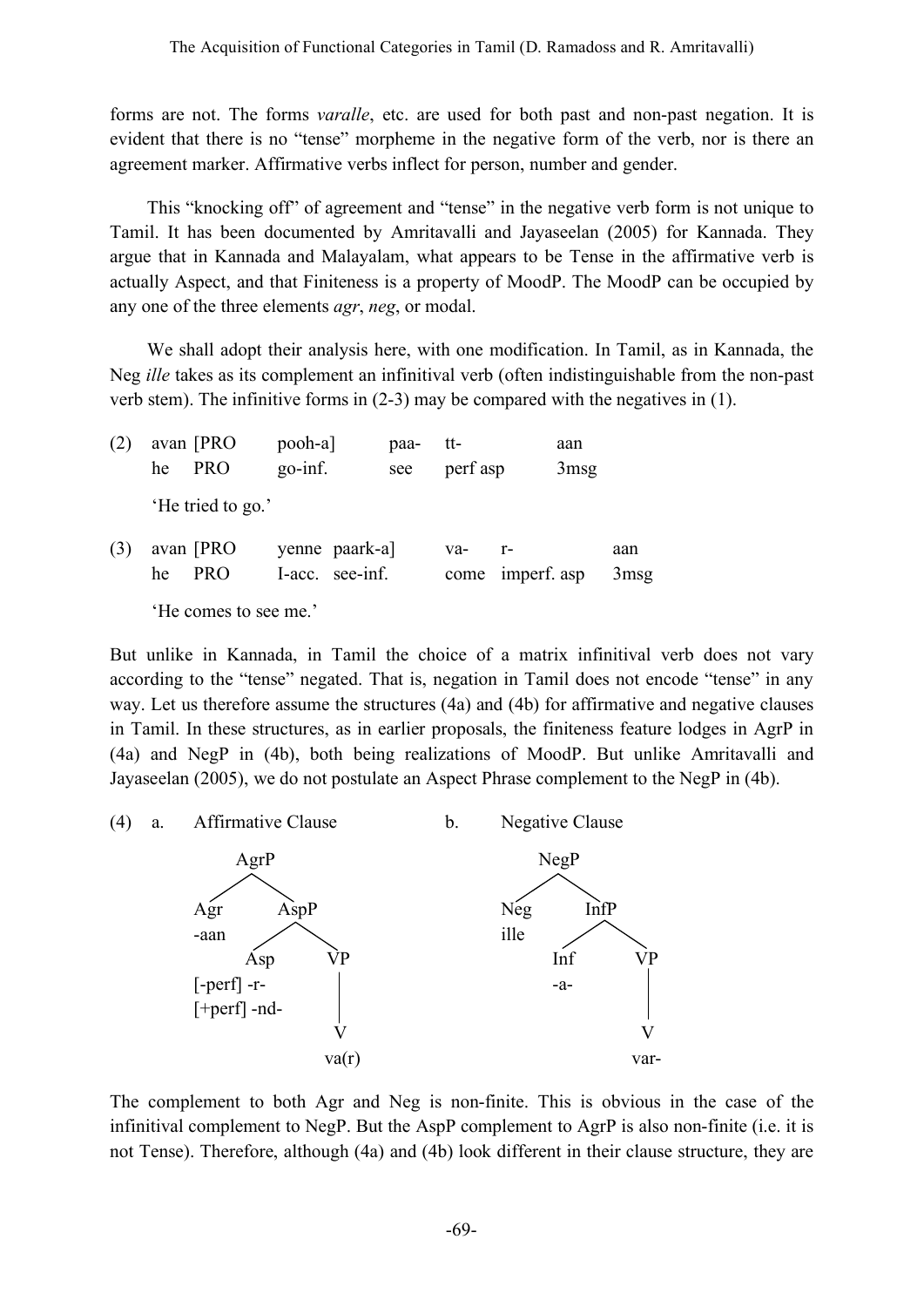forms are not. The forms *varalle*, etc. are used for both past and non-past negation. It is evident that there is no "tense" morpheme in the negative form of the verb, nor is there an agreement marker. Affirmative verbs inflect for person, number and gender.

This "knocking off" of agreement and "tense" in the negative verb form is not unique to Tamil. It has been documented by Amritavalli and Jayaseelan (2005) for Kannada. They argue that in Kannada and Malayalam, what appears to be Tense in the affirmative verb is actually Aspect, and that Finiteness is a property of MoodP. The MoodP can be occupied by any one of the three elements *agr*, *neg*, or modal.

We shall adopt their analysis here, with one modification. In Tamil, as in Kannada, the Neg *ille* takes as its complement an infinitival verb (often indistinguishable from the non-past verb stem). The infinitive forms in (2-3) may be compared with the negatives in (1).

(2) avan [PRO pooh-a] paa- tt- aan
    he PRO go-inf. see perf asp 3msg

    'He tried to go.'

(3) avan [PRO yenne paark-a] va- r- aan
    he PRO I-acc. see-inf. come imperf. asp 3msg

    'He comes to see me.'

But unlike in Kannada, in Tamil the choice of a matrix infinitival verb does not vary according to the "tense" negated. That is, negation in Tamil does not encode "tense" in any way. Let us therefore assume the structures (4a) and (4b) for affirmative and negative clauses in Tamil. In these structures, as in earlier proposals, the finiteness feature lodges in AgrP in (4a) and NegP in (4b), both being realizations of MoodP. But unlike Amritavalli and Jayaseelan (2005), we do not postulate an Aspect Phrase complement to the NegP in (4b).

(4) a. Affirmative Clause

```
        AgrP
       /    \
     Agr    AspP
     -aan   /   \
          Asp    VP
  [-perf] -r-     |
  [+perf] -nd-    V
                 va(r)
```

b. Negative Clause

```
        NegP
       /    \
     Neg    InfP
     ille   /   \
          Inf    VP
          -a-     |
                  V
                 var-
```

The complement to both Agr and Neg is non-finite. This is obvious in the case of the infinitival complement to NegP. But the AspP complement to AgrP is also non-finite (i.e. it is not Tense). Therefore, although (4a) and (4b) look different in their clause structure, they are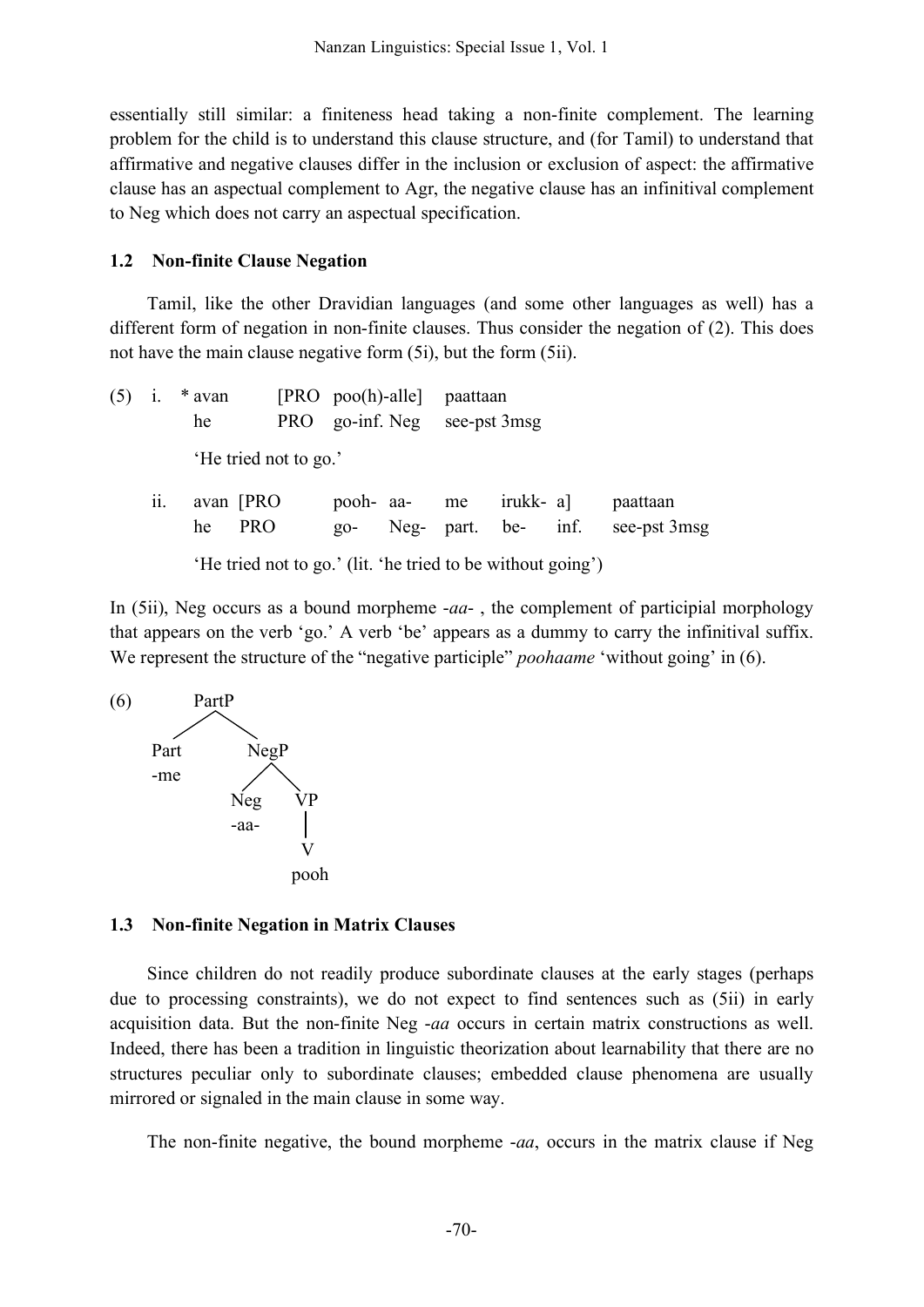essentially still similar: a finiteness head taking a non-finite complement. The learning problem for the child is to understand this clause structure, and (for Tamil) to understand that affirmative and negative clauses differ in the inclusion or exclusion of aspect: the affirmative clause has an aspectual complement to Agr, the negative clause has an infinitival complement to Neg which does not carry an aspectual specification.

### 1.2 Non-finite Clause Negation

Tamil, like the other Dravidian languages (and some other languages as well) has a different form of negation in non-finite clauses. Thus consider the negation of (2). This does not have the main clause negative form (5i), but the form (5ii).

(5) i. * avan [PRO poo(h)-alle] paattaan
he PRO go-inf. Neg see-pst 3msg

'He tried not to go.'

ii. avan [PRO pooh- aa- me irukk- a] paattaan
he PRO go- Neg- part. be- inf. see-pst 3msg

'He tried not to go.' (lit. 'he tried to be without going')

In (5ii), Neg occurs as a bound morpheme *-aa-* , the complement of participial morphology that appears on the verb 'go.' A verb 'be' appears as a dummy to carry the infinitival suffix. We represent the structure of the "negative participle" *poohaame* 'without going' in (6).

```
(6)        PartP
          /     \
       Part     NegP
       -me     /    \
             Neg     VP
             -aa-    |
                     V
                    pooh
```

### 1.3 Non-finite Negation in Matrix Clauses

Since children do not readily produce subordinate clauses at the early stages (perhaps due to processing constraints), we do not expect to find sentences such as (5ii) in early acquisition data. But the non-finite Neg *-aa* occurs in certain matrix constructions as well. Indeed, there has been a tradition in linguistic theorization about learnability that there are no structures peculiar only to subordinate clauses; embedded clause phenomena are usually mirrored or signaled in the main clause in some way.

The non-finite negative, the bound morpheme *-aa*, occurs in the matrix clause if Neg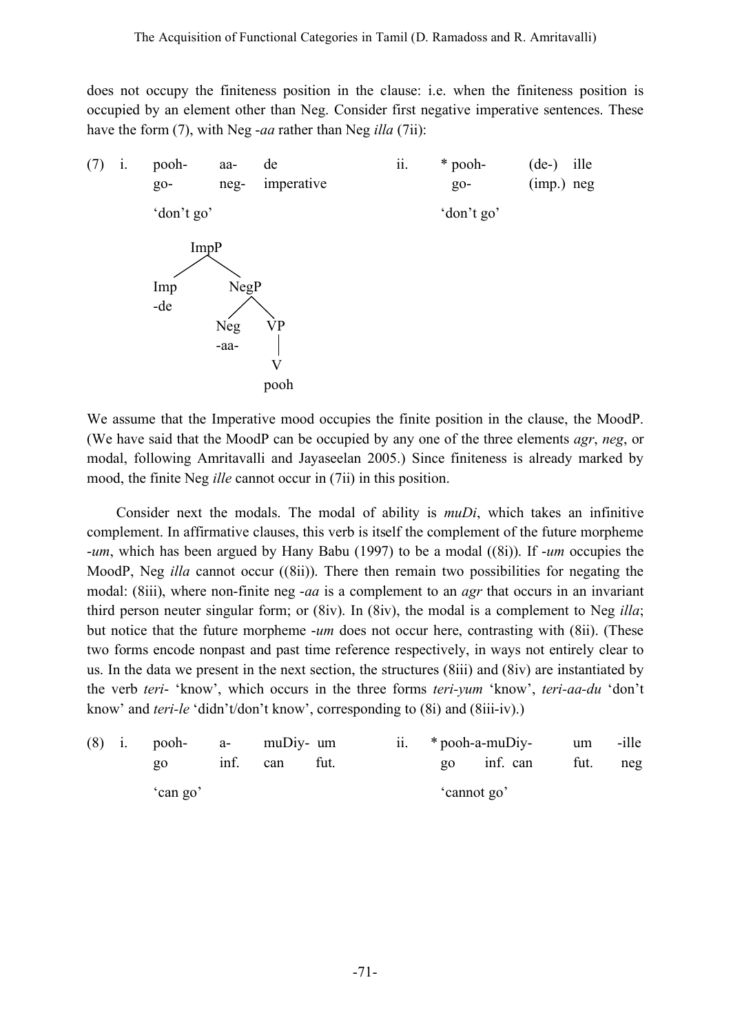does not occupy the finiteness position in the clause: i.e. when the finiteness position is occupied by an element other than Neg. Consider first negative imperative sentences. These have the form (7), with Neg *-aa* rather than Neg *illa* (7ii):

(7) i. pooh- aa- de
   go- neg- imperative
   'don't go'

ii. * pooh- (de-) ille
   go- (imp.) neg
   'don't go'

```
ImpP
├── Imp
│   -de
└── NegP
    ├── Neg
    │   -aa-
    └── VP
        └── V
            pooh
```

We assume that the Imperative mood occupies the finite position in the clause, the MoodP. (We have said that the MoodP can be occupied by any one of the three elements *agr*, *neg*, or modal, following Amritavalli and Jayaseelan 2005.) Since finiteness is already marked by mood, the finite Neg *ille* cannot occur in (7ii) in this position.

Consider next the modals. The modal of ability is *muDi*, which takes an infinitive complement. In affirmative clauses, this verb is itself the complement of the future morpheme *-um*, which has been argued by Hany Babu (1997) to be a modal ((8i)). If *-um* occupies the MoodP, Neg *illa* cannot occur ((8ii)). There then remain two possibilities for negating the modal: (8iii), where non-finite neg *-aa* is a complement to an *agr* that occurs in an invariant third person neuter singular form; or (8iv). In (8iv), the modal is a complement to Neg *illa*; but notice that the future morpheme *-um* does not occur here, contrasting with (8ii). (These two forms encode nonpast and past time reference respectively, in ways not entirely clear to us. In the data we present in the next section, the structures (8iii) and (8iv) are instantiated by the verb *teri-* 'know', which occurs in the three forms *teri-yum* 'know', *teri-aa-du* 'don't know' and *teri-le* 'didn't/don't know', corresponding to (8i) and (8iii-iv).)

(8) i. pooh- a- muDiy- um
   go inf. can fut.
   'can go'

ii. * pooh-a-muDiy- um -ille
   go inf. can fut. neg
   'cannot go'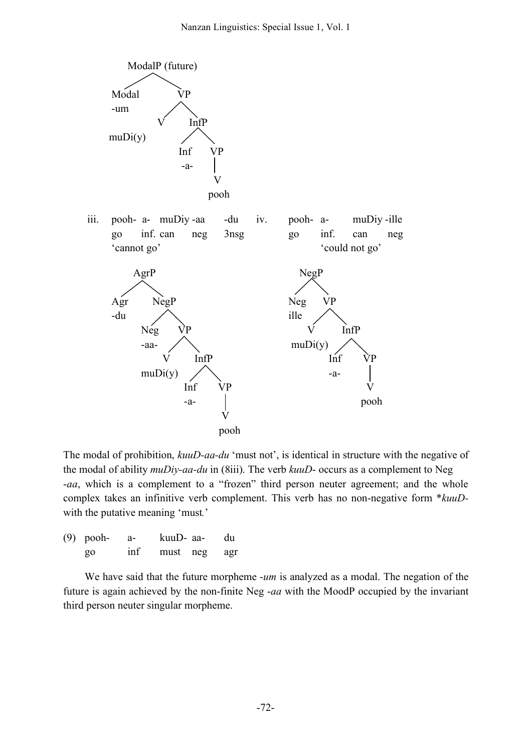```
ModalP (future)
├── Modal
│   -um
└── VP
    ├── V
    │   muDi(y)
    └── InfP
        ├── Inf
        │   -a-
        └── VP
            └── V
                pooh
```

iii. pooh- a- muDiy -aa -du
go inf. can neg 3nsg
'cannot go'

iv. pooh- a- muDiy -ille
go inf. can neg
'could not go'

```
AgrP
├── Agr
│   -du
└── NegP
    ├── Neg
    │   -aa-
    └── VP
        ├── V
        │   muDi(y)
        └── InfP
            ├── Inf
            │   -a-
            └── VP
                └── V
                    pooh
```

```
NegP
├── Neg
│   ille
└── VP
    ├── V
    │   muDi(y)
    └── InfP
        ├── Inf
        │   -a-
        └── VP
            └── V
                pooh
```

The modal of prohibition, *kuuD-aa-du* 'must not', is identical in structure with the negative of the modal of ability *muDiy-aa-du* in (8iii). The verb *kuuD-* occurs as a complement to Neg -*aa*, which is a complement to a "frozen" third person neuter agreement; and the whole complex takes an infinitive verb complement. This verb has no non-negative form \**kuuD-* with the putative meaning 'must.'

(9) pooh- a- kuuD- aa- du
go inf must neg agr

We have said that the future morpheme -*um* is analyzed as a modal. The negation of the future is again achieved by the non-finite Neg -*aa* with the MoodP occupied by the invariant third person neuter singular morpheme.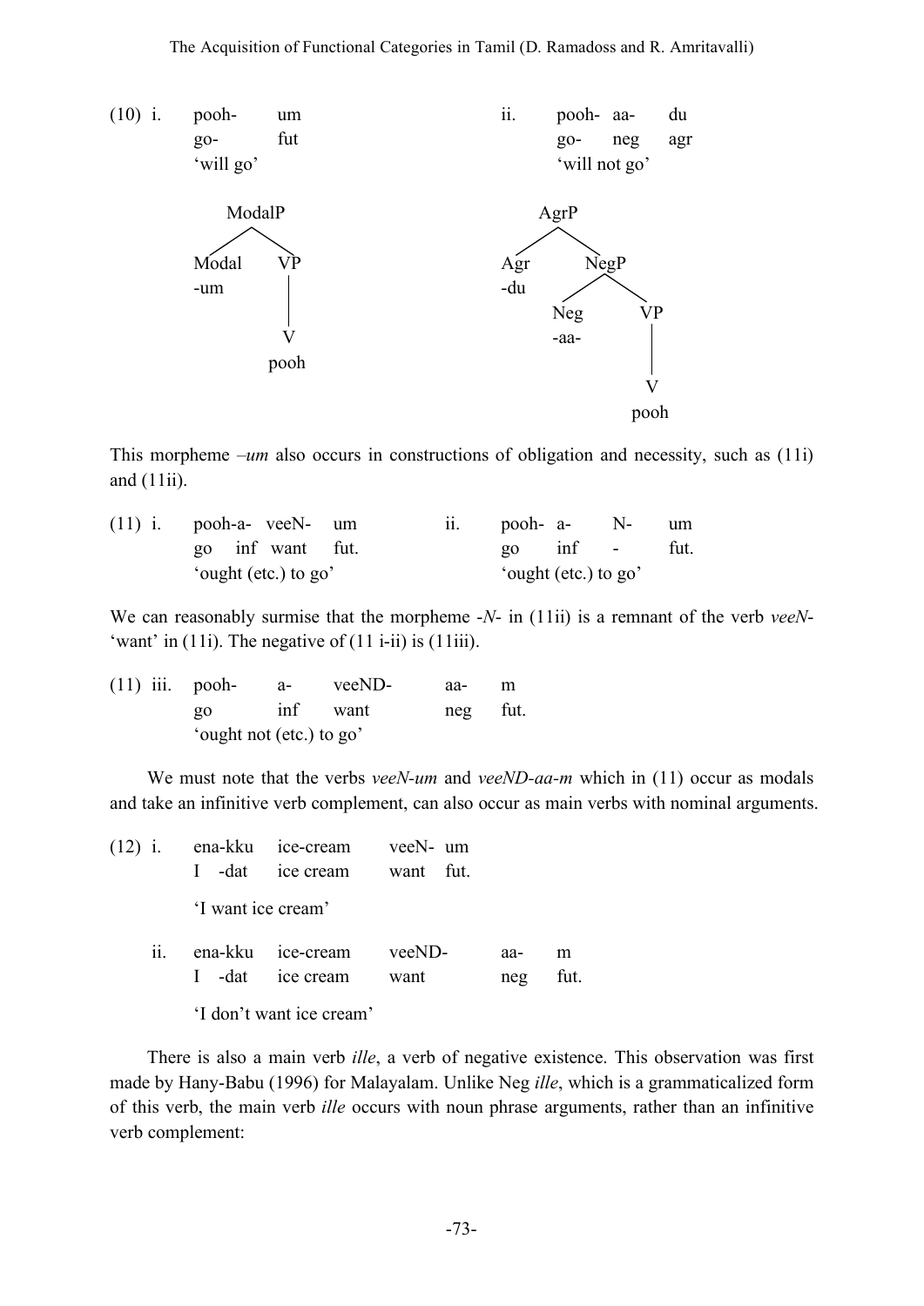(10) i. pooh- um
go- fut
'will go'

ModalP
[Modal -um] [VP [V pooh]]

ii. pooh- aa- du
go- neg agr
'will not go'

AgrP
[Agr -du] [NegP [Neg -aa-] [VP [V pooh]]]

This morpheme *–um* also occurs in constructions of obligation and necessity, such as (11i) and (11ii).

(11) i. pooh-a- veeN- um
go inf want fut.
'ought (etc.) to go'

ii. pooh- a- N- um
go inf - fut.
'ought (etc.) to go'

We can reasonably surmise that the morpheme -*N*- in (11ii) is a remnant of the verb *veeN*- 'want' in (11i). The negative of (11 i-ii) is (11iii).

(11) iii. pooh- a- veeND- aa- m
go inf want neg fut.
'ought not (etc.) to go'

We must note that the verbs *veeN-um* and *veeND-aa-m* which in (11) occur as modals and take an infinitive verb complement, can also occur as main verbs with nominal arguments.

(12) i. ena-kku ice-cream veeN- um
I -dat ice cream want fut.
'I want ice cream'

ii. ena-kku ice-cream veeND- aa- m
I -dat ice cream want neg fut.
'I don't want ice cream'

There is also a main verb *ille*, a verb of negative existence. This observation was first made by Hany-Babu (1996) for Malayalam. Unlike Neg *ille*, which is a grammaticalized form of this verb, the main verb *ille* occurs with noun phrase arguments, rather than an infinitive verb complement: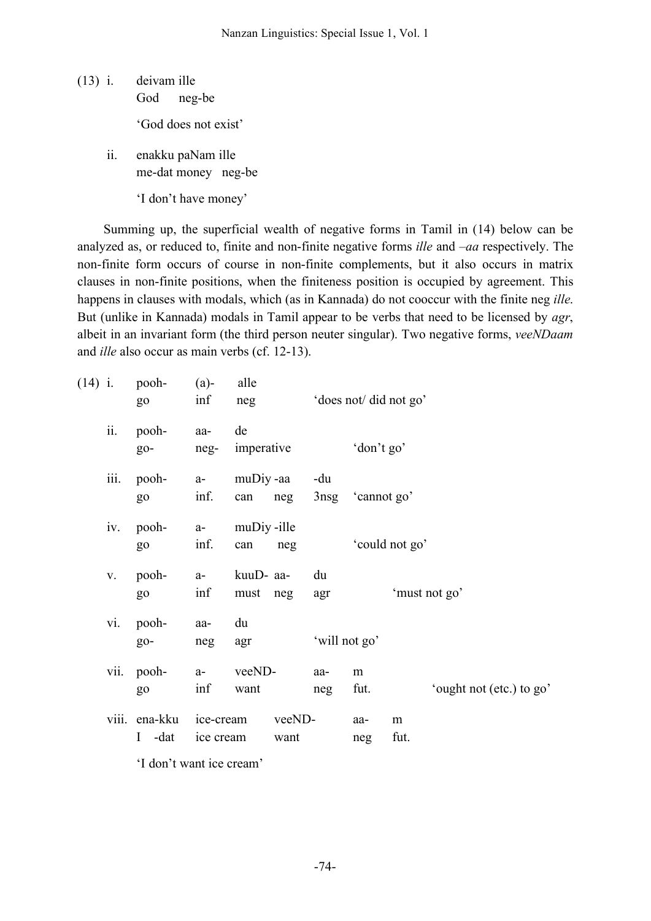(13) i. deivam ille
God neg-be
'God does not exist'

ii. enakku paNam ille
me-dat money neg-be
'I don't have money'

Summing up, the superficial wealth of negative forms in Tamil in (14) below can be analyzed as, or reduced to, finite and non-finite negative forms *ille* and *–aa* respectively. The non-finite form occurs of course in non-finite complements, but it also occurs in matrix clauses in non-finite positions, when the finiteness position is occupied by agreement. This happens in clauses with modals, which (as in Kannada) do not cooccur with the finite neg *ille*. But (unlike in Kannada) modals in Tamil appear to be verbs that need to be licensed by *agr*, albeit in an invariant form (the third person neuter singular). Two negative forms, *veeNDaam* and *ille* also occur as main verbs (cf. 12-13).

(14) i. pooh- (a)- alle
go inf neg
'does not/ did not go'

ii. pooh- aa- de
go- neg- imperative
'don't go'

iii. pooh- a- muDiy -aa -du
go inf. can neg 3nsg
'cannot go'

iv. pooh- a- muDiy -ille
go inf. can neg
'could not go'

v. pooh- a- kuuD- aa- du
go inf must neg agr
'must not go'

vi. pooh- aa- du
go- neg agr
'will not go'

vii. pooh- a- veeND- aa- m
go inf want neg fut.
'ought not (etc.) to go'

viii. ena-kku ice-cream veeND- aa- m
I -dat ice cream want neg fut.
'I don't want ice cream'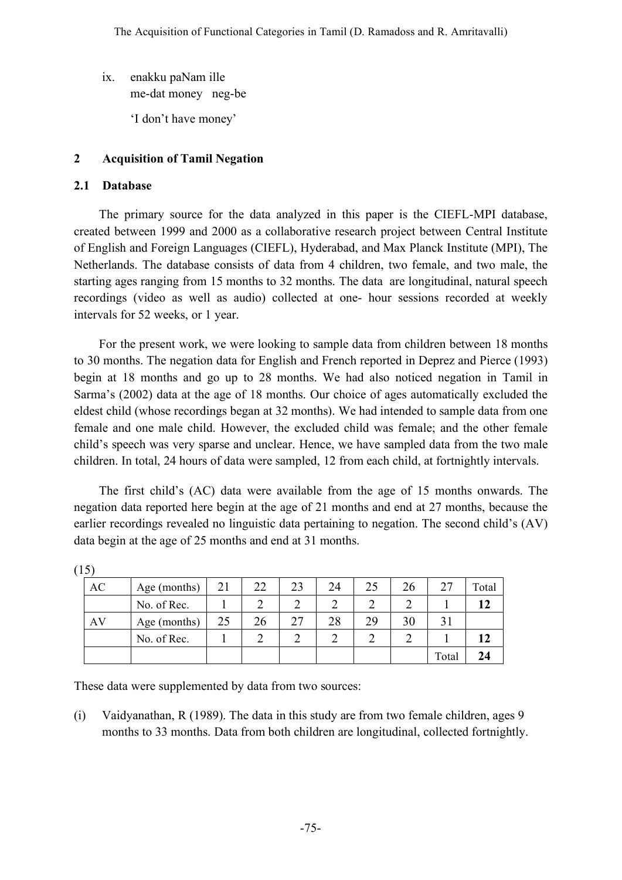ix. enakku paNam ille
    me-dat money neg-be

    'I don't have money'

## 2 Acquisition of Tamil Negation

### 2.1 Database

The primary source for the data analyzed in this paper is the CIEFL-MPI database, created between 1999 and 2000 as a collaborative research project between Central Institute of English and Foreign Languages (CIEFL), Hyderabad, and Max Planck Institute (MPI), The Netherlands. The database consists of data from 4 children, two female, and two male, the starting ages ranging from 15 months to 32 months. The data are longitudinal, natural speech recordings (video as well as audio) collected at one- hour sessions recorded at weekly intervals for 52 weeks, or 1 year.

For the present work, we were looking to sample data from children between 18 months to 30 months. The negation data for English and French reported in Deprez and Pierce (1993) begin at 18 months and go up to 28 months. We had also noticed negation in Tamil in Sarma's (2002) data at the age of 18 months. Our choice of ages automatically excluded the eldest child (whose recordings began at 32 months). We had intended to sample data from one female and one male child. However, the excluded child was female; and the other female child's speech was very sparse and unclear. Hence, we have sampled data from the two male children. In total, 24 hours of data were sampled, 12 from each child, at fortnightly intervals.

The first child's (AC) data were available from the age of 15 months onwards. The negation data reported here begin at the age of 21 months and end at 27 months, because the earlier recordings revealed no linguistic data pertaining to negation. The second child's (AV) data begin at the age of 25 months and end at 31 months.

(15)

| AC | Age (months) | 21 | 22 | 23 | 24 | 25 | 26 | 27 | Total |
|---|---|---|---|---|---|---|---|---|---|
| | No. of Rec. | 1 | 2 | 2 | 2 | 2 | 2 | 1 | **12** |
| AV | Age (months) | 25 | 26 | 27 | 28 | 29 | 30 | 31 | |
| | No. of Rec. | 1 | 2 | 2 | 2 | 2 | 2 | 1 | **12** |
| | | | | | | | | Total | **24** |

These data were supplemented by data from two sources:

(i) Vaidyanathan, R (1989). The data in this study are from two female children, ages 9 months to 33 months. Data from both children are longitudinal, collected fortnightly.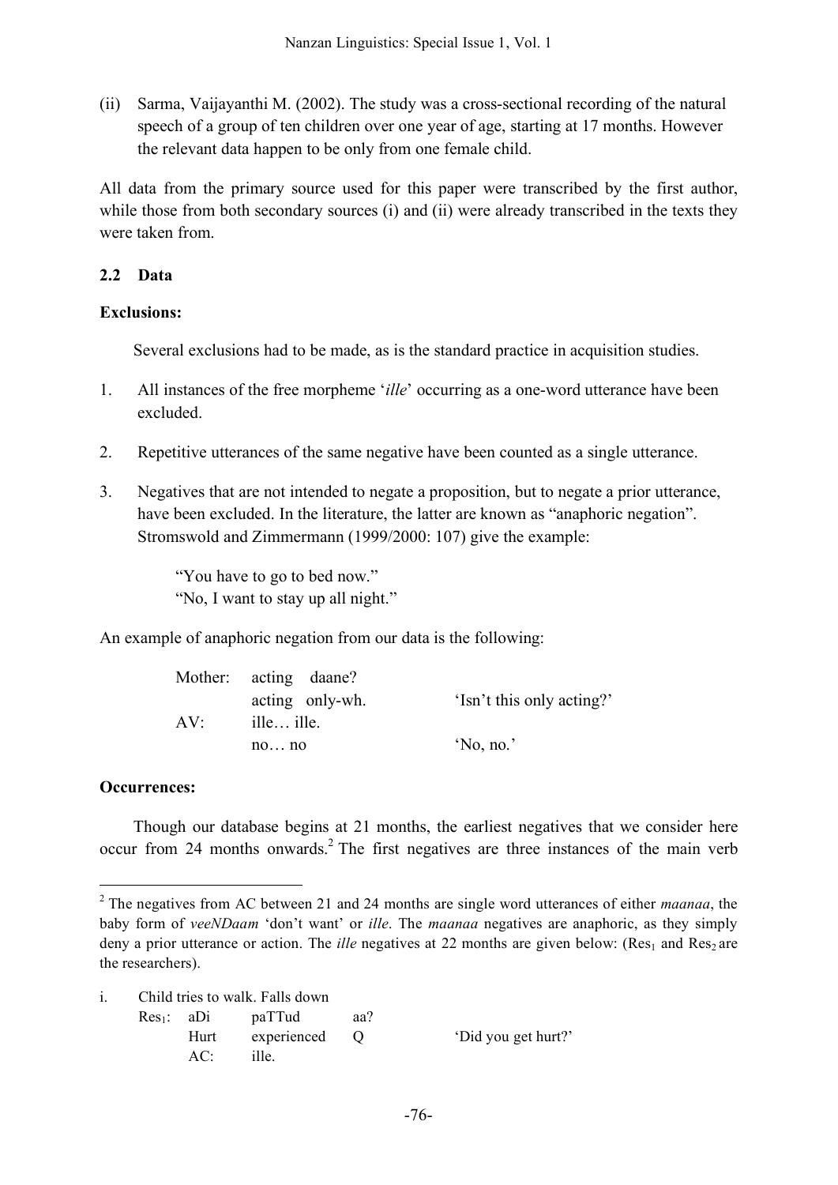(ii) Sarma, Vaijayanthi M. (2002). The study was a cross-sectional recording of the natural speech of a group of ten children over one year of age, starting at 17 months. However the relevant data happen to be only from one female child.

All data from the primary source used for this paper were transcribed by the first author, while those from both secondary sources (i) and (ii) were already transcribed in the texts they were taken from.

### 2.2 Data

**Exclusions:**

Several exclusions had to be made, as is the standard practice in acquisition studies.

1. All instances of the free morpheme '*ille*' occurring as a one-word utterance have been excluded.

2. Repetitive utterances of the same negative have been counted as a single utterance.

3. Negatives that are not intended to negate a proposition, but to negate a prior utterance, have been excluded. In the literature, the latter are known as "anaphoric negation". Stromswold and Zimmermann (1999/2000: 107) give the example:

   "You have to go to bed now."
   "No, I want to stay up all night."

An example of anaphoric negation from our data is the following:

| | | |
|---|---|---|
| Mother: | acting daane? | |
| | acting only-wh. | 'Isn't this only acting?' |
| AV: | ille… ille. | |
| | no… no | 'No, no.' |

**Occurrences:**

Though our database begins at 21 months, the earliest negatives that we consider here occur from 24 months onwards.[2] The first negatives are three instances of the main verb

---

[2] The negatives from AC between 21 and 24 months are single word utterances of either *maanaa*, the baby form of *veeNDaam* 'don't want' or *ille*. The *maanaa* negatives are anaphoric, as they simply deny a prior utterance or action. The *ille* negatives at 22 months are given below: ($Res_1$ and $Res_2$ are the researchers).

i. Child tries to walk. Falls down

| | | | | |
|---|---|---|---|---|
| $Res_1$: | aDi | paTTud | aa? | |
| | Hurt | experienced | Q | 'Did you get hurt?' |
| | AC: | ille. | | |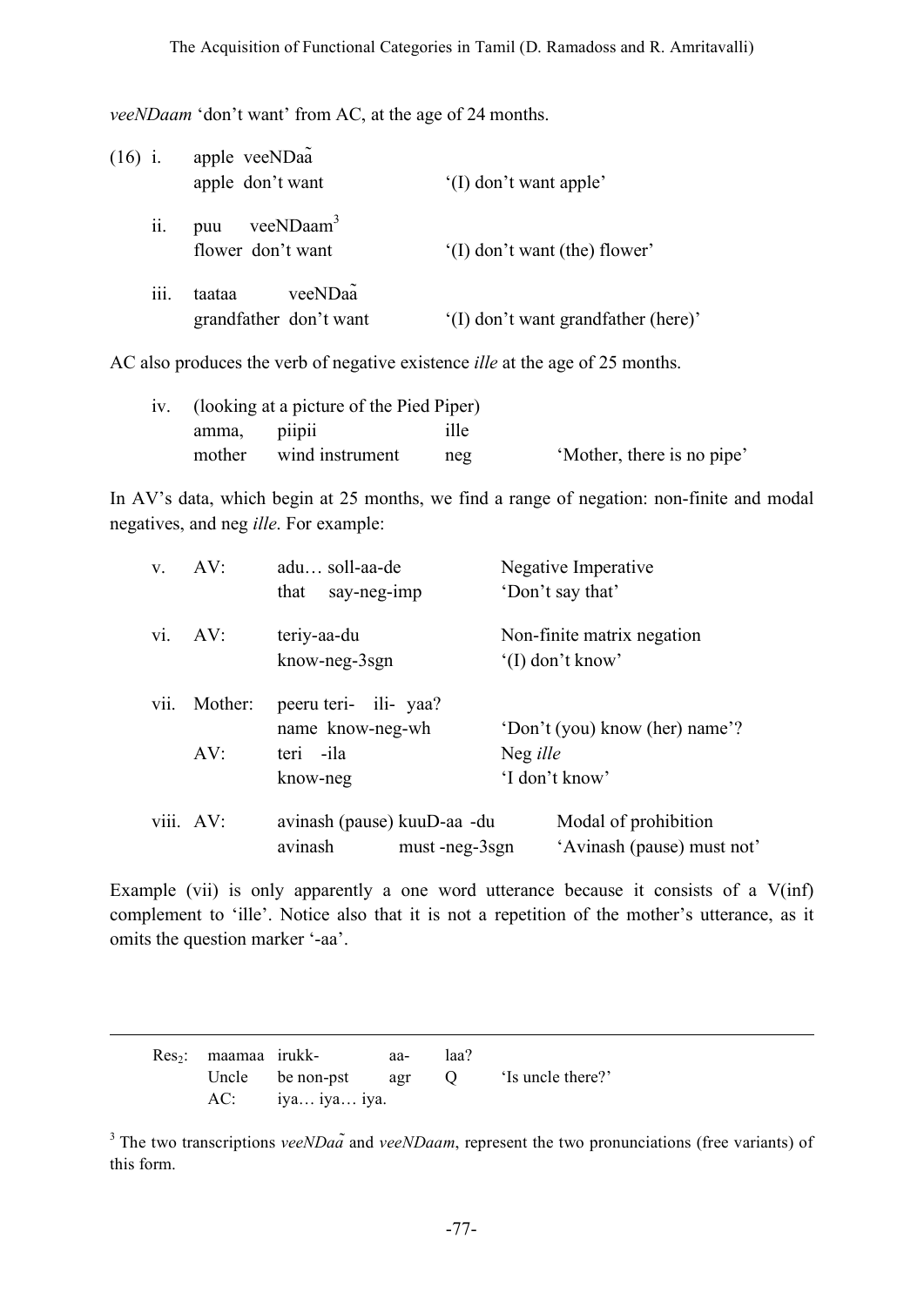*veeNDaam* 'don't want' from AC, at the age of 24 months.

(16) i. apple veeNDaã  
apple don't want — '(I) don't want apple'

ii. puu veeNDaam[3]  
flower don't want — '(I) don't want (the) flower'

iii. taataa veeNDaã  
grandfather don't want — '(I) don't want grandfather (here)'

AC also produces the verb of negative existence *ille* at the age of 25 months.

iv. (looking at a picture of the Pied Piper)  
amma, piipii ille  
mother wind instrument neg — 'Mother, there is no pipe'

In AV's data, which begin at 25 months, we find a range of negation: non-finite and modal negatives, and neg *ille*. For example:

| | | | |
|---|---|---|---|
| v. | AV: | adu… soll-aa-de<br>that say-neg-imp | Negative Imperative<br>'Don't say that' |
| vi. | AV: | teriy-aa-du<br>know-neg-3sgn | Non-finite matrix negation<br>'(I) don't know' |
| vii. | Mother: | peeru teri- ili- yaa?<br>name know-neg-wh | 'Don't (you) know (her) name'? |
| | AV: | teri -ila<br>know-neg | Neg *ille*<br>'I don't know' |
| viii. | AV: | avinash (pause) kuuD-aa -du<br>avinash must -neg-3sgn | Modal of prohibition<br>'Avinash (pause) must not' |

Example (vii) is only apparently a one word utterance because it consists of a V(inf) complement to 'ille'. Notice also that it is not a repetition of the mother's utterance, as it omits the question marker '-aa'.

---

$Res_2$: maamaa irukk- aa- laa?  
Uncle be non-pst agr Q — 'Is uncle there?'  
AC: iya… iya… iya.

[3] The two transcriptions *veeNDaã* and *veeNDaam*, represent the two pronunciations (free variants) of this form.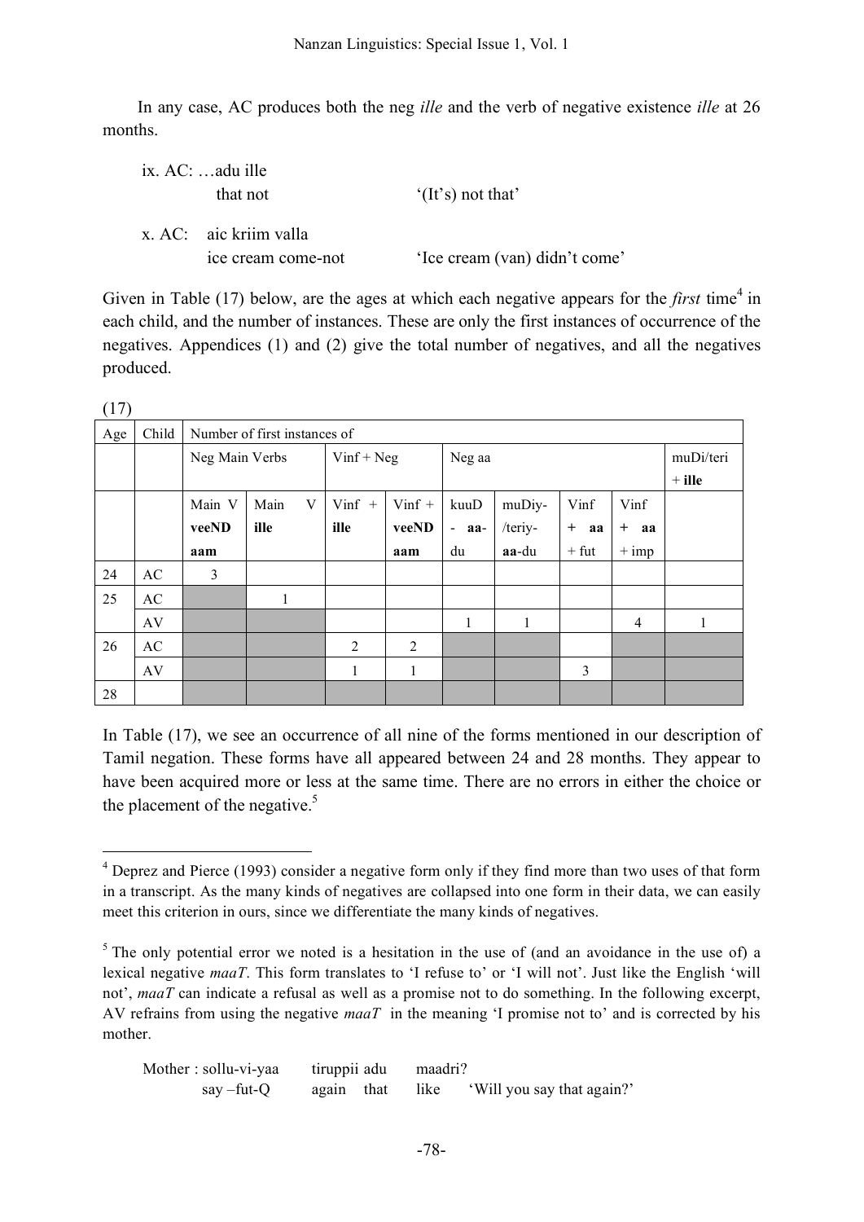In any case, AC produces both the neg *ille* and the verb of negative existence *ille* at 26 months.

ix. AC: …adu ille
that not '(It's) not that'

x. AC: aic kriim valla
ice cream come-not 'Ice cream (van) didn't come'

Given in Table (17) below, are the ages at which each negative appears for the *first* time[4] in each child, and the number of instances. These are only the first instances of occurrence of the negatives. Appendices (1) and (2) give the total number of negatives, and all the negatives produced.

(17)

| Age | Child | Number of first instances of | | | | | | | | |
|---|---|---|---|---|---|---|---|---|---|---|
| | | Neg Main Verbs | | Vinf + Neg | | Neg aa | | | | muDi/teri + **ille** |
| | | Main V **veeNDaam** | Main V **ille** | Vinf + **ille** | Vinf + **veeNDaam** | kuuD - **aa**-du | muDiy-/teriy-**aa**-du | Vinf + **aa** + fut | Vinf + **aa** + imp | |
| 24 | AC | 3 | | | | | | | | |
| 25 | AC | | 1 | | | | | | | |
| | AV | | | | | 1 | 1 | | 4 | 1 |
| 26 | AC | | | 2 | 2 | | | | | |
| | AV | | | 1 | 1 | | | 3 | | |
| 28 | | | | | | | | | | |

In Table (17), we see an occurrence of all nine of the forms mentioned in our description of Tamil negation. These forms have all appeared between 24 and 28 months. They appear to have been acquired more or less at the same time. There are no errors in either the choice or the placement of the negative.[5]

---

[4] Deprez and Pierce (1993) consider a negative form only if they find more than two uses of that form in a transcript. As the many kinds of negatives are collapsed into one form in their data, we can easily meet this criterion in ours, since we differentiate the many kinds of negatives.

[5] The only potential error we noted is a hesitation in the use of (and an avoidance in the use of) a lexical negative *maaT*. This form translates to 'I refuse to' or 'I will not'. Just like the English 'will not', *maaT* can indicate a refusal as well as a promise not to do something. In the following excerpt, AV refrains from using the negative *maaT* in the meaning 'I promise not to' and is corrected by his mother.

Mother : sollu-vi-yaa tiruppii adu maadri?
say –fut-Q again that like 'Will you say that again?'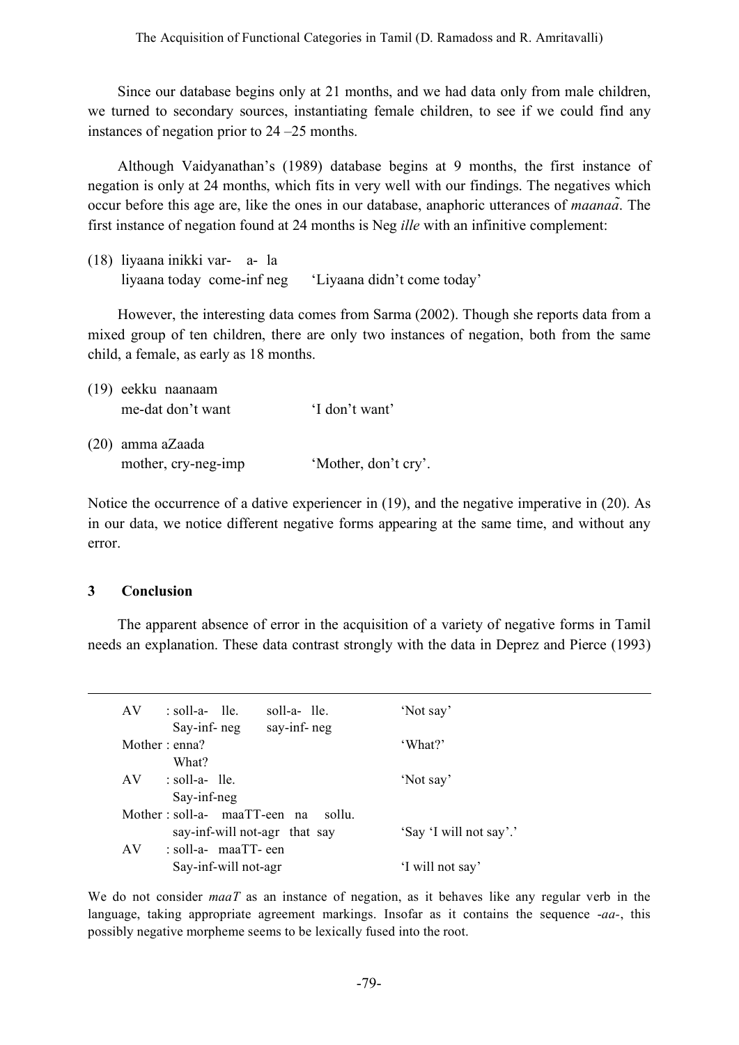Since our database begins only at 21 months, and we had data only from male children, we turned to secondary sources, instantiating female children, to see if we could find any instances of negation prior to 24 –25 months.

Although Vaidyanathan's (1989) database begins at 9 months, the first instance of negation is only at 24 months, which fits in very well with our findings. The negatives which occur before this age are, like the ones in our database, anaphoric utterances of *maanaã*. The first instance of negation found at 24 months is Neg *ille* with an infinitive complement:

(18) liyaana inikki var- a- la
 liyaana today come-inf neg  'Liyaana didn't come today'

However, the interesting data comes from Sarma (2002). Though she reports data from a mixed group of ten children, there are only two instances of negation, both from the same child, a female, as early as 18 months.

(19) eekku naanaam
 me-dat don't want  'I don't want'

(20) amma aZaada
 mother, cry-neg-imp  'Mother, don't cry'.

Notice the occurrence of a dative experiencer in (19), and the negative imperative in (20). As in our data, we notice different negative forms appearing at the same time, and without any error.

## 3 Conclusion

The apparent absence of error in the acquisition of a variety of negative forms in Tamil needs an explanation. These data contrast strongly with the data in Deprez and Pierce (1993)

---

AV : soll-a- lle. soll-a- lle.  'Not say'
 Say-inf- neg say-inf- neg
Mother : enna?  'What?'
 What?
AV : soll-a- lle.  'Not say'
 Say-inf-neg
Mother : soll-a- maaTT-een na sollu.
 say-inf-will not-agr that say  'Say 'I will not say'.'
AV : soll-a- maaTT- een
 Say-inf-will not-agr  'I will not say'

We do not consider *maaT* as an instance of negation, as it behaves like any regular verb in the language, taking appropriate agreement markings. Insofar as it contains the sequence -*aa*-, this possibly negative morpheme seems to be lexically fused into the root.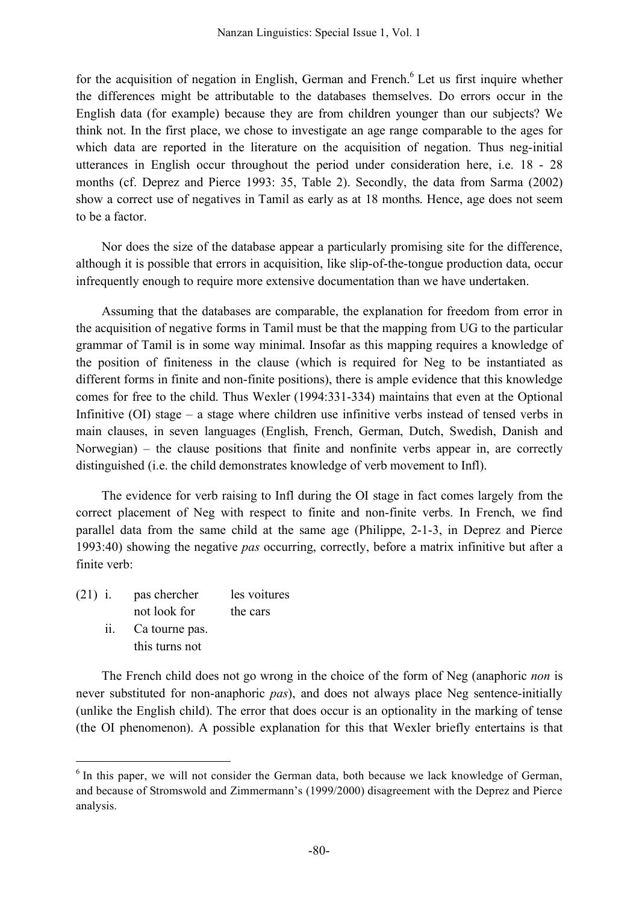for the acquisition of negation in English, German and French.[6] Let us first inquire whether the differences might be attributable to the databases themselves. Do errors occur in the English data (for example) because they are from children younger than our subjects? We think not. In the first place, we chose to investigate an age range comparable to the ages for which data are reported in the literature on the acquisition of negation. Thus neg-initial utterances in English occur throughout the period under consideration here, i.e. 18 - 28 months (cf. Deprez and Pierce 1993: 35, Table 2). Secondly, the data from Sarma (2002) show a correct use of negatives in Tamil as early as at 18 months. Hence, age does not seem to be a factor.

Nor does the size of the database appear a particularly promising site for the difference, although it is possible that errors in acquisition, like slip-of-the-tongue production data, occur infrequently enough to require more extensive documentation than we have undertaken.

Assuming that the databases are comparable, the explanation for freedom from error in the acquisition of negative forms in Tamil must be that the mapping from UG to the particular grammar of Tamil is in some way minimal. Insofar as this mapping requires a knowledge of the position of finiteness in the clause (which is required for Neg to be instantiated as different forms in finite and non-finite positions), there is ample evidence that this knowledge comes for free to the child. Thus Wexler (1994:331-334) maintains that even at the Optional Infinitive (OI) stage – a stage where children use infinitive verbs instead of tensed verbs in main clauses, in seven languages (English, French, German, Dutch, Swedish, Danish and Norwegian) – the clause positions that finite and nonfinite verbs appear in, are correctly distinguished (i.e. the child demonstrates knowledge of verb movement to Infl).

The evidence for verb raising to Infl during the OI stage in fact comes largely from the correct placement of Neg with respect to finite and non-finite verbs. In French, we find parallel data from the same child at the same age (Philippe, 2-1-3, in Deprez and Pierce 1993:40) showing the negative *pas* occurring, correctly, before a matrix infinitive but after a finite verb:

(21) i. pas chercher les voitures
  not look for the cars
 ii. Ca tourne pas.
  this turns not

The French child does not go wrong in the choice of the form of Neg (anaphoric *non* is never substituted for non-anaphoric *pas*), and does not always place Neg sentence-initially (unlike the English child). The error that does occur is an optionality in the marking of tense (the OI phenomenon). A possible explanation for this that Wexler briefly entertains is that

[6] In this paper, we will not consider the German data, both because we lack knowledge of German, and because of Stromswold and Zimmermann's (1999/2000) disagreement with the Deprez and Pierce analysis.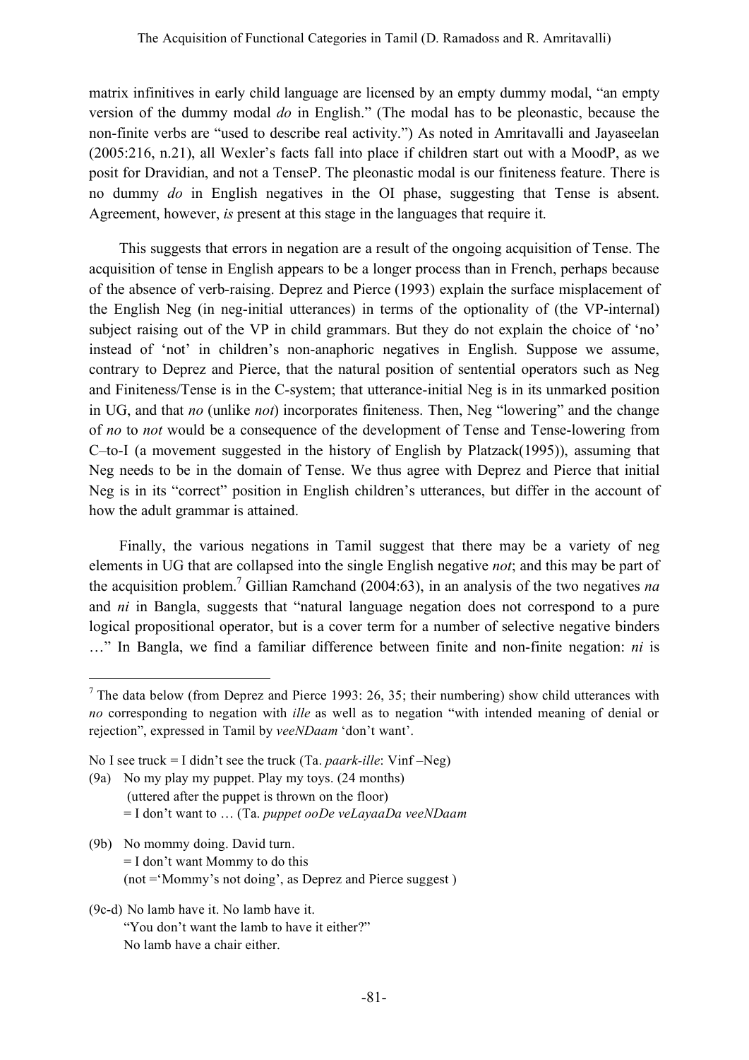matrix infinitives in early child language are licensed by an empty dummy modal, "an empty version of the dummy modal *do* in English." (The modal has to be pleonastic, because the non-finite verbs are "used to describe real activity.") As noted in Amritavalli and Jayaseelan (2005:216, n.21), all Wexler's facts fall into place if children start out with a MoodP, as we posit for Dravidian, and not a TenseP. The pleonastic modal is our finiteness feature. There is no dummy *do* in English negatives in the OI phase, suggesting that Tense is absent. Agreement, however, *is* present at this stage in the languages that require it.

This suggests that errors in negation are a result of the ongoing acquisition of Tense. The acquisition of tense in English appears to be a longer process than in French, perhaps because of the absence of verb-raising. Deprez and Pierce (1993) explain the surface misplacement of the English Neg (in neg-initial utterances) in terms of the optionality of (the VP-internal) subject raising out of the VP in child grammars. But they do not explain the choice of 'no' instead of 'not' in children's non-anaphoric negatives in English. Suppose we assume, contrary to Deprez and Pierce, that the natural position of sentential operators such as Neg and Finiteness/Tense is in the C-system; that utterance-initial Neg is in its unmarked position in UG, and that *no* (unlike *not*) incorporates finiteness. Then, Neg "lowering" and the change of *no* to *not* would be a consequence of the development of Tense and Tense-lowering from C–to-I (a movement suggested in the history of English by Platzack(1995)), assuming that Neg needs to be in the domain of Tense. We thus agree with Deprez and Pierce that initial Neg is in its "correct" position in English children's utterances, but differ in the account of how the adult grammar is attained.

Finally, the various negations in Tamil suggest that there may be a variety of neg elements in UG that are collapsed into the single English negative *not*; and this may be part of the acquisition problem.[7] Gillian Ramchand (2004:63), in an analysis of the two negatives *na* and *ni* in Bangla, suggests that "natural language negation does not correspond to a pure logical propositional operator, but is a cover term for a number of selective negative binders …" In Bangla, we find a familiar difference between finite and non-finite negation: *ni* is

---

[7] The data below (from Deprez and Pierce 1993: 26, 35; their numbering) show child utterances with *no* corresponding to negation with *ille* as well as to negation "with intended meaning of denial or rejection", expressed in Tamil by *veeNDaam* 'don't want'.

No I see truck = I didn't see the truck (Ta. *paark-ille*: Vinf –Neg)

(9a) No my play my puppet. Play my toys. (24 months)
 (uttered after the puppet is thrown on the floor)
 = I don't want to … (Ta. *puppet ooDe veLayaaDa veeNDaam*

(9b) No mommy doing. David turn.
 = I don't want Mommy to do this
 (not ='Mommy's not doing', as Deprez and Pierce suggest )

(9c-d) No lamb have it. No lamb have it.
 "You don't want the lamb to have it either?"
 No lamb have a chair either.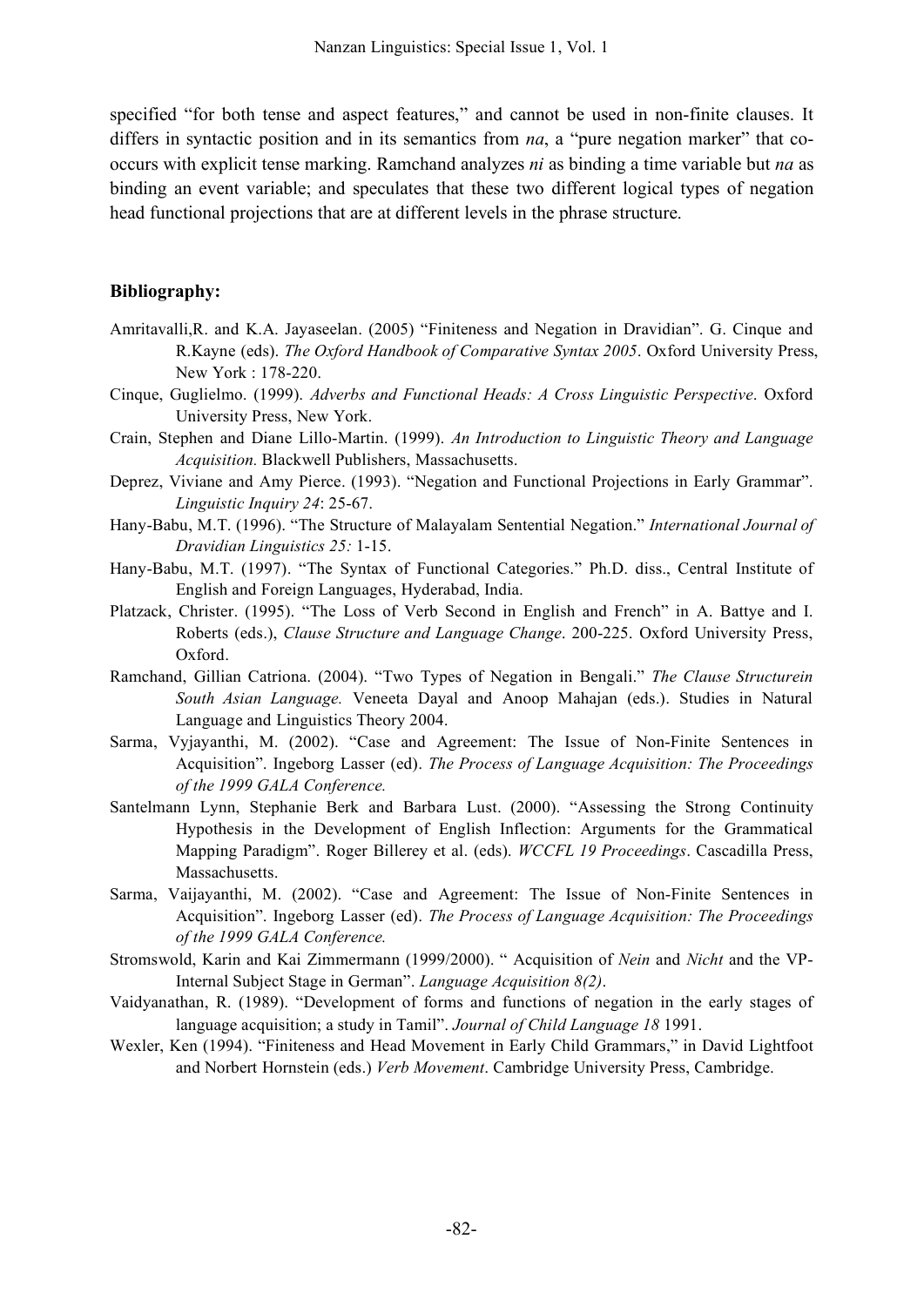specified "for both tense and aspect features," and cannot be used in non-finite clauses. It differs in syntactic position and in its semantics from *na*, a "pure negation marker" that co-occurs with explicit tense marking. Ramchand analyzes *ni* as binding a time variable but *na* as binding an event variable; and speculates that these two different logical types of negation head functional projections that are at different levels in the phrase structure.

**Bibliography:**

Amritavalli,R. and K.A. Jayaseelan. (2005) "Finiteness and Negation in Dravidian". G. Cinque and R.Kayne (eds). *The Oxford Handbook of Comparative Syntax 2005*. Oxford University Press, New York : 178-220.

Cinque, Guglielmo. (1999). *Adverbs and Functional Heads: A Cross Linguistic Perspective*. Oxford University Press, New York.

Crain, Stephen and Diane Lillo-Martin. (1999). *An Introduction to Linguistic Theory and Language Acquisition.* Blackwell Publishers, Massachusetts.

Deprez, Viviane and Amy Pierce. (1993). "Negation and Functional Projections in Early Grammar". *Linguistic Inquiry 24*: 25-67.

Hany-Babu, M.T. (1996). "The Structure of Malayalam Sentential Negation." *International Journal of Dravidian Linguistics 25:* 1-15.

Hany-Babu, M.T. (1997). "The Syntax of Functional Categories." Ph.D. diss., Central Institute of English and Foreign Languages, Hyderabad, India.

Platzack, Christer. (1995). "The Loss of Verb Second in English and French" in A. Battye and I. Roberts (eds.), *Clause Structure and Language Change*. 200-225. Oxford University Press, Oxford.

Ramchand, Gillian Catriona. (2004). "Two Types of Negation in Bengali." *The Clause Structurein South Asian Language.* Veneeta Dayal and Anoop Mahajan (eds.). Studies in Natural Language and Linguistics Theory 2004.

Sarma, Vyjayanthi, M. (2002). "Case and Agreement: The Issue of Non-Finite Sentences in Acquisition". Ingeborg Lasser (ed). *The Process of Language Acquisition: The Proceedings of the 1999 GALA Conference.*

Santelmann Lynn, Stephanie Berk and Barbara Lust. (2000). "Assessing the Strong Continuity Hypothesis in the Development of English Inflection: Arguments for the Grammatical Mapping Paradigm". Roger Billerey et al. (eds). *WCCFL 19 Proceedings*. Cascadilla Press, Massachusetts.

Sarma, Vaijayanthi, M. (2002). "Case and Agreement: The Issue of Non-Finite Sentences in Acquisition". Ingeborg Lasser (ed). *The Process of Language Acquisition: The Proceedings of the 1999 GALA Conference.*

Stromswold, Karin and Kai Zimmermann (1999/2000). " Acquisition of *Nein* and *Nicht* and the VP-Internal Subject Stage in German". *Language Acquisition 8(2)*.

Vaidyanathan, R. (1989). "Development of forms and functions of negation in the early stages of language acquisition; a study in Tamil". *Journal of Child Language 18* 1991.

Wexler, Ken (1994). "Finiteness and Head Movement in Early Child Grammars," in David Lightfoot and Norbert Hornstein (eds.) *Verb Movement*. Cambridge University Press, Cambridge.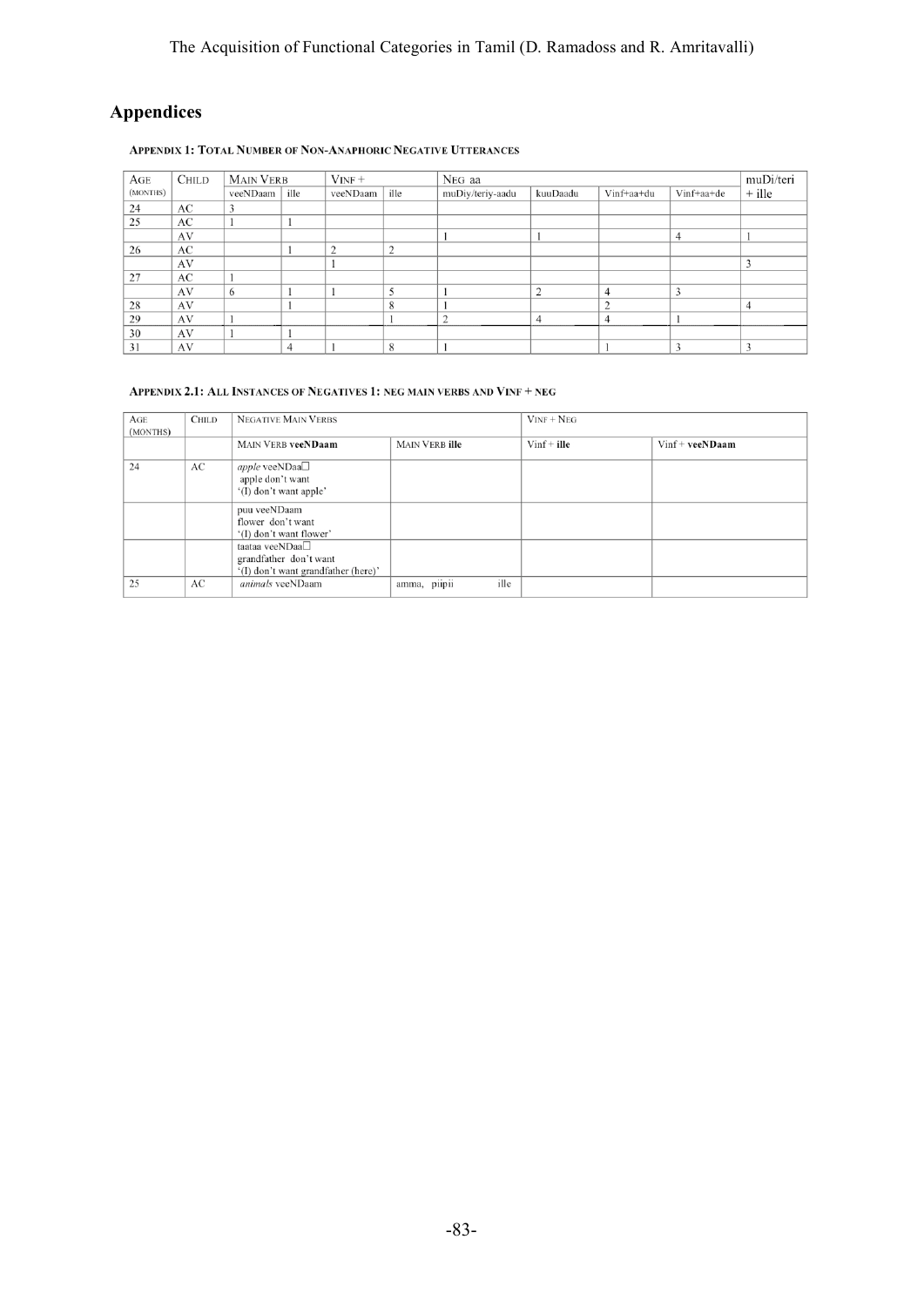## Appendices

**Appendix 1: Total Number of Non-Anaphoric Negative Utterances**

| Age (months) | Child | Main Verb | | Vinf + | | Neg aa | | | | muDi/teri + ille |
|---|---|---|---|---|---|---|---|---|---|---|
| | | veeNDaam | ille | veeNDaam | ille | muDiy/teriy-aadu | kuuDaadu | Vinf+aa+du | Vinf+aa+de | |
| 24 | AC | 3 | | | | | | | | |
| 25 | AC | 1 | 1 | | | | | | | |
| | AV | | | | | 1 | 1 | | 4 | 1 |
| 26 | AC | | 1 | 2 | 2 | | | | | |
| | AV | | | 1 | | | | | | 3 |
| 27 | AC | 1 | | | | | | | | |
| | AV | 6 | 1 | 1 | 5 | 1 | 2 | 4 | 3 | |
| 28 | AV | | 1 | | 8 | 1 | | 2 | | 4 |
| 29 | AV | 1 | | | 1 | 2 | 4 | 4 | 1 | |
| 30 | AV | 1 | 1 | | | | | | | |
| 31 | AV | | 4 | 1 | 8 | 1 | | 1 | 3 | 3 |

**Appendix 2.1: All Instances of Negatives 1: Neg Main Verbs and Vinf + Neg**

| Age (months) | Child | Negative Main Verbs | | Vinf + Neg | |
|---|---|---|---|---|---|
| | | Main Verb **veeNDaam** | Main Verb **ille** | Vinf + **ille** | Vinf + **veeNDaam** |
| 24 | AC | *apple* veeNDaa□<br>apple don't want<br>'(I) don't want apple' | | | |
| | | puu veeNDaam<br>flower don't want<br>'(I) don't want flower' | | | |
| | | taataa veeNDaa□<br>grandfather don't want<br>'(I) don't want grandfather (here)' | | | |
| 25 | AC | *animals* veeNDaam | amma, piipii ille | | |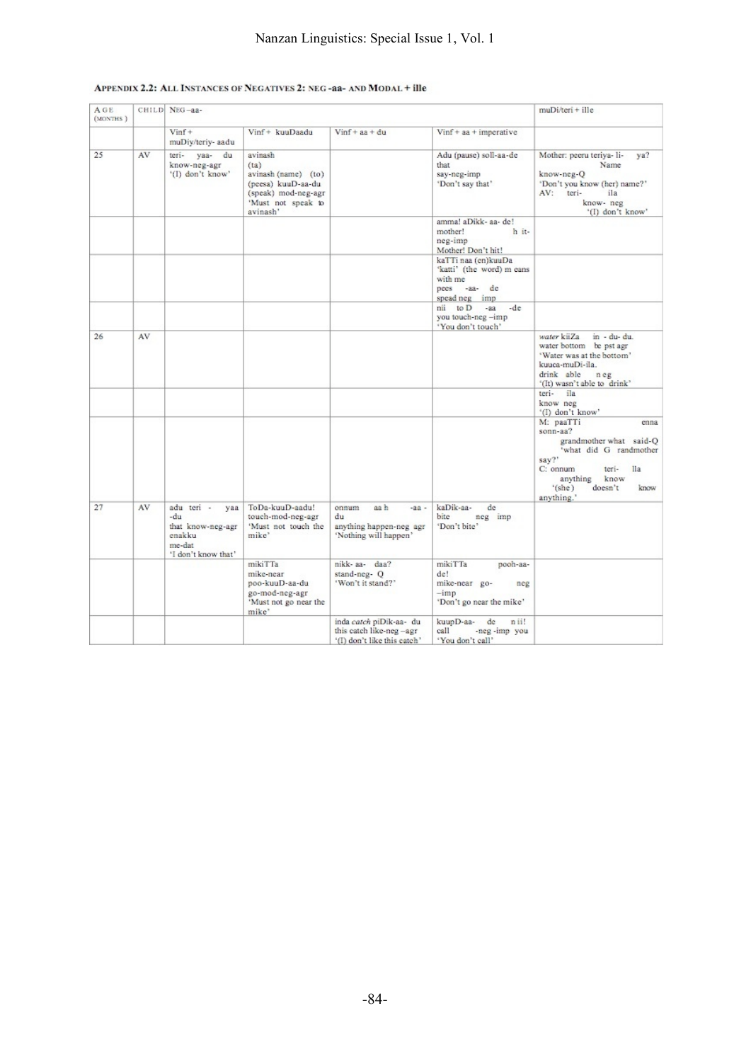**APPENDIX 2.2: ALL INSTANCES OF NEGATIVES 2: NEG -aa- AND MODAL + ille**

| AGE (MONTHS) | CHILD | NEG –aa- | | | | muDi/teri + ille |
|---|---|---|---|---|---|---|
| | | Vinf + muDiy/teriy- aadu | Vinf + kuuDaadu | Vinf + aa + du | Vinf + aa + imperative | |
| 25 | AV | teri- yaa- du know-neg-agr '(I) don't know' | avinash (ta) avinash (name) (to) (peesa) kuuD-aa-du (speak) mod-neg-agr 'Must not speak to avinash' | | Adu (pause) soll-aa-de that say-neg-imp 'Don't say that' | Mother: peeru teriya- li- ya? Name know-neg-Q 'Don't you know (her) name?' AV: teri- ila know- neg '(I) don't know' |
| | | | | | amma! aDikk- aa- de! mother! hit-neg-imp Mother! Don't hit! | |
| | | | | | kaTTi naa (en)kuuDa 'katti' (the word) means with me pees -aa- de spead neg imp | |
| | | | | | nii toD -aa -de you touch-neg –imp 'You don't touch' | |
| 26 | AV | | | | | *water* kiiZa in - du- du. water bottom be pst agr 'Water was at the bottom' kuuca-muDi-ila. drink able neg '(It) wasn't able to drink' |
| | | | | | | teri- ila know neg '(I) don't know' |
| | | | | | | M: paaTTi enna sonn-aa? grandmother what said-Q 'what did Grandmother say?' C: onnum teri- lla anything know '(she) doesn't know anything.' |
| 27 | AV | adu teri - yaa -du that know-neg-agr enakku me-dat 'I don't know that' | ToDa-kuuD-aadu! touch-mod-neg-agr 'Must not touch the mike' | onnum aah -aa - du anything happen-neg agr 'Nothing will happen' | kaDik-aa- de bite neg imp 'Don't bite' | |
| | | | mikiTTa mike-near poo-kuuD-aa-du go-mod-neg-agr 'Must not go near the mike' | nikk- aa- daa? stand-neg- Q 'Won't it stand?' | mikiTTa pooh-aa-de! mike-near go- neg –imp 'Don't go near the mike' | |
| | | | | inda *catch* piDik-aa- du this catch like-neg –agr '(I) don't like this catch' | kuupD-aa- de nii! call -neg -imp you 'You don't call' | |